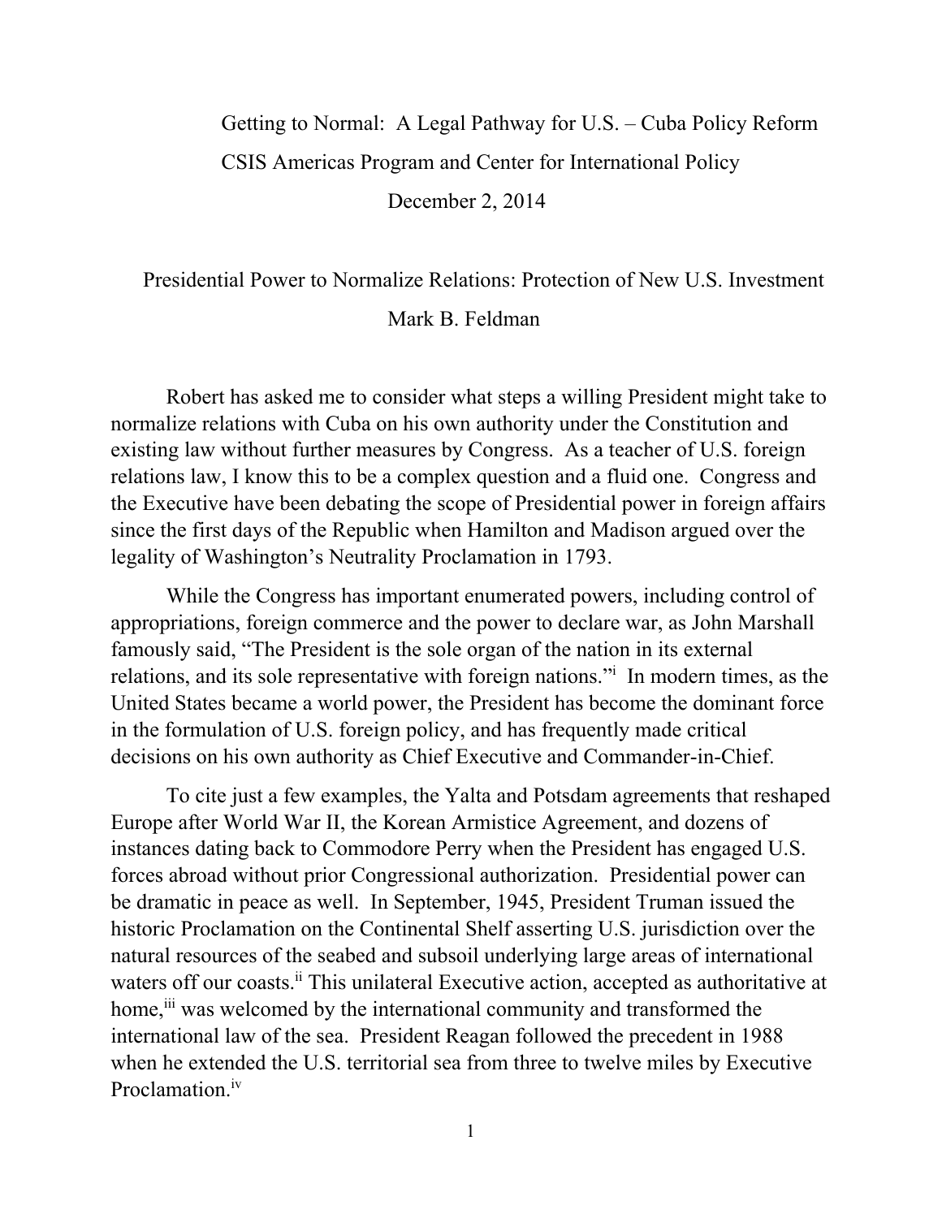# Getting to Normal: A Legal Pathway for U.S. – Cuba Policy Reform

CSIS Americas Program and Center for International Policy

December 2, 2014

## Presidential Power to Normalize Relations: Protection of New U.S. Investment

Mark B. Feldman

Robert has asked me to consider what steps a willing President might take to normalize relations with Cuba on his own authority under the Constitution and existing law without further measures by Congress. As a teacher of U.S. foreign relations law, I know this to be a complex question and a fluid one. Congress and the Executive have been debating the scope of Presidential power in foreign affairs since the first days of the Republic when Hamilton and Madison argued over the legality of Washington's Neutrality Proclamation in 1793.

While the Congress has important enumerated powers, including control of appropriations, foreign commerce and the power to declare war, as John Marshall famously said, "The President is the sole organ of the nation in its external relations, and its sole representative with foreign nations."[i] In modern times, as the United States became a world power, the President has become the dominant force in the formulation of U.S. foreign policy, and has frequently made critical decisions on his own authority as Chief Executive and Commander-in-Chief.

To cite just a few examples, the Yalta and Potsdam agreements that reshaped Europe after World War II, the Korean Armistice Agreement, and dozens of instances dating back to Commodore Perry when the President has engaged U.S. forces abroad without prior Congressional authorization. Presidential power can be dramatic in peace as well. In September, 1945, President Truman issued the historic Proclamation on the Continental Shelf asserting U.S. jurisdiction over the natural resources of the seabed and subsoil underlying large areas of international waters off our coasts.[ii] This unilateral Executive action, accepted as authoritative at home,[iii] was welcomed by the international community and transformed the international law of the sea. President Reagan followed the precedent in 1988 when he extended the U.S. territorial sea from three to twelve miles by Executive Proclamation.[iv]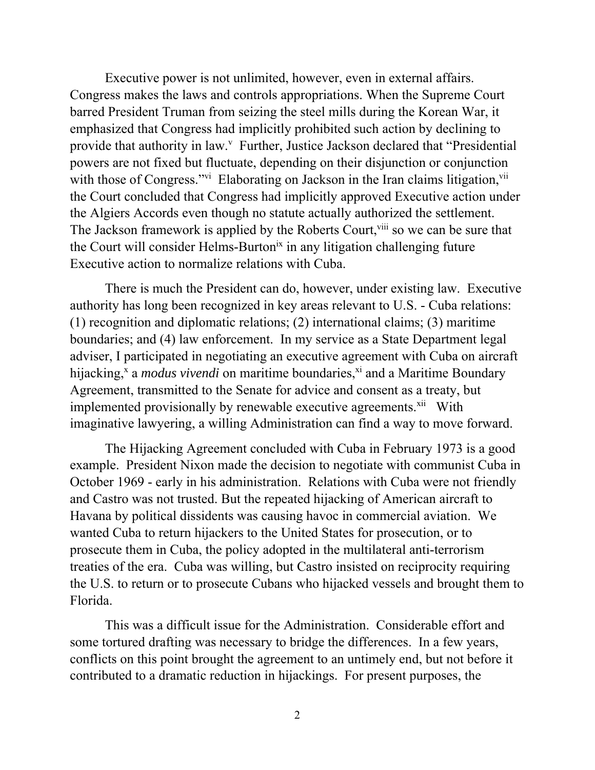Executive power is not unlimited, however, even in external affairs. Congress makes the laws and controls appropriations. When the Supreme Court barred President Truman from seizing the steel mills during the Korean War, it emphasized that Congress had implicitly prohibited such action by declining to provide that authority in law.[v] Further, Justice Jackson declared that "Presidential powers are not fixed but fluctuate, depending on their disjunction or conjunction with those of Congress."[vi] Elaborating on Jackson in the Iran claims litigation,[vii] the Court concluded that Congress had implicitly approved Executive action under the Algiers Accords even though no statute actually authorized the settlement. The Jackson framework is applied by the Roberts Court,[viii] so we can be sure that the Court will consider Helms-Burton[ix] in any litigation challenging future Executive action to normalize relations with Cuba.

There is much the President can do, however, under existing law. Executive authority has long been recognized in key areas relevant to U.S. - Cuba relations: (1) recognition and diplomatic relations; (2) international claims; (3) maritime boundaries; and (4) law enforcement. In my service as a State Department legal adviser, I participated in negotiating an executive agreement with Cuba on aircraft hijacking,[x] a *modus vivendi* on maritime boundaries,[xi] and a Maritime Boundary Agreement, transmitted to the Senate for advice and consent as a treaty, but implemented provisionally by renewable executive agreements.[xii] With imaginative lawyering, a willing Administration can find a way to move forward.

The Hijacking Agreement concluded with Cuba in February 1973 is a good example. President Nixon made the decision to negotiate with communist Cuba in October 1969 - early in his administration. Relations with Cuba were not friendly and Castro was not trusted. But the repeated hijacking of American aircraft to Havana by political dissidents was causing havoc in commercial aviation. We wanted Cuba to return hijackers to the United States for prosecution, or to prosecute them in Cuba, the policy adopted in the multilateral anti-terrorism treaties of the era. Cuba was willing, but Castro insisted on reciprocity requiring the U.S. to return or to prosecute Cubans who hijacked vessels and brought them to Florida.

This was a difficult issue for the Administration. Considerable effort and some tortured drafting was necessary to bridge the differences. In a few years, conflicts on this point brought the agreement to an untimely end, but not before it contributed to a dramatic reduction in hijackings. For present purposes, the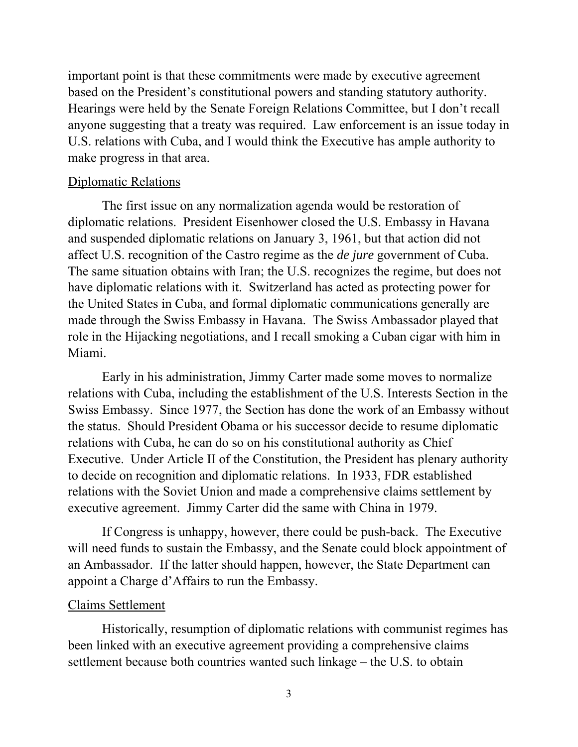important point is that these commitments were made by executive agreement based on the President's constitutional powers and standing statutory authority. Hearings were held by the Senate Foreign Relations Committee, but I don't recall anyone suggesting that a treaty was required. Law enforcement is an issue today in U.S. relations with Cuba, and I would think the Executive has ample authority to make progress in that area.

## Diplomatic Relations

The first issue on any normalization agenda would be restoration of diplomatic relations. President Eisenhower closed the U.S. Embassy in Havana and suspended diplomatic relations on January 3, 1961, but that action did not affect U.S. recognition of the Castro regime as the *de jure* government of Cuba. The same situation obtains with Iran; the U.S. recognizes the regime, but does not have diplomatic relations with it. Switzerland has acted as protecting power for the United States in Cuba, and formal diplomatic communications generally are made through the Swiss Embassy in Havana. The Swiss Ambassador played that role in the Hijacking negotiations, and I recall smoking a Cuban cigar with him in Miami.

Early in his administration, Jimmy Carter made some moves to normalize relations with Cuba, including the establishment of the U.S. Interests Section in the Swiss Embassy. Since 1977, the Section has done the work of an Embassy without the status. Should President Obama or his successor decide to resume diplomatic relations with Cuba, he can do so on his constitutional authority as Chief Executive. Under Article II of the Constitution, the President has plenary authority to decide on recognition and diplomatic relations. In 1933, FDR established relations with the Soviet Union and made a comprehensive claims settlement by executive agreement. Jimmy Carter did the same with China in 1979.

If Congress is unhappy, however, there could be push-back. The Executive will need funds to sustain the Embassy, and the Senate could block appointment of an Ambassador. If the latter should happen, however, the State Department can appoint a Charge d'Affairs to run the Embassy.

## Claims Settlement

Historically, resumption of diplomatic relations with communist regimes has been linked with an executive agreement providing a comprehensive claims settlement because both countries wanted such linkage – the U.S. to obtain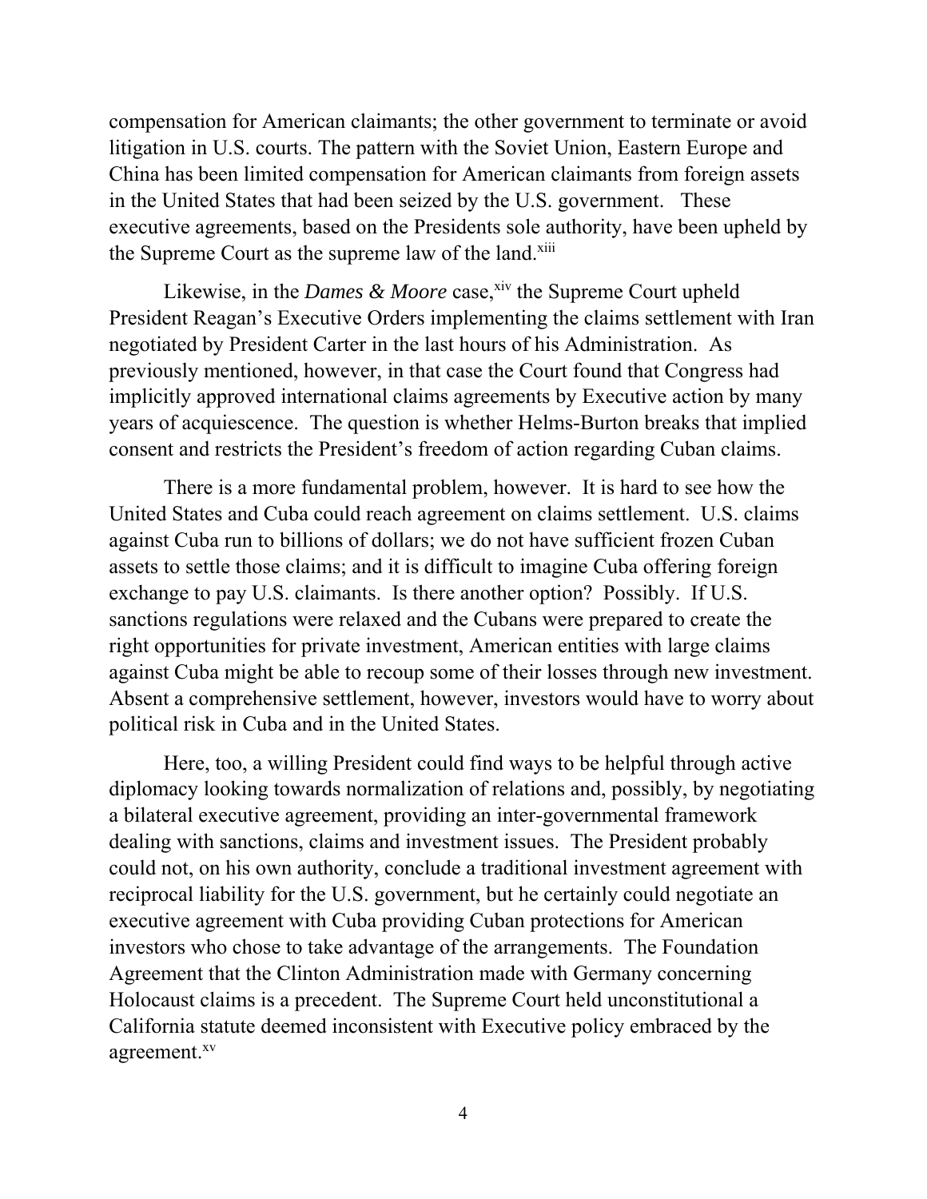compensation for American claimants; the other government to terminate or avoid litigation in U.S. courts. The pattern with the Soviet Union, Eastern Europe and China has been limited compensation for American claimants from foreign assets in the United States that had been seized by the U.S. government. These executive agreements, based on the Presidents sole authority, have been upheld by the Supreme Court as the supreme law of the land.[xiii]

Likewise, in the *Dames & Moore* case,[xiv] the Supreme Court upheld President Reagan's Executive Orders implementing the claims settlement with Iran negotiated by President Carter in the last hours of his Administration. As previously mentioned, however, in that case the Court found that Congress had implicitly approved international claims agreements by Executive action by many years of acquiescence. The question is whether Helms-Burton breaks that implied consent and restricts the President's freedom of action regarding Cuban claims.

There is a more fundamental problem, however. It is hard to see how the United States and Cuba could reach agreement on claims settlement. U.S. claims against Cuba run to billions of dollars; we do not have sufficient frozen Cuban assets to settle those claims; and it is difficult to imagine Cuba offering foreign exchange to pay U.S. claimants. Is there another option? Possibly. If U.S. sanctions regulations were relaxed and the Cubans were prepared to create the right opportunities for private investment, American entities with large claims against Cuba might be able to recoup some of their losses through new investment. Absent a comprehensive settlement, however, investors would have to worry about political risk in Cuba and in the United States.

Here, too, a willing President could find ways to be helpful through active diplomacy looking towards normalization of relations and, possibly, by negotiating a bilateral executive agreement, providing an inter-governmental framework dealing with sanctions, claims and investment issues. The President probably could not, on his own authority, conclude a traditional investment agreement with reciprocal liability for the U.S. government, but he certainly could negotiate an executive agreement with Cuba providing Cuban protections for American investors who chose to take advantage of the arrangements. The Foundation Agreement that the Clinton Administration made with Germany concerning Holocaust claims is a precedent. The Supreme Court held unconstitutional a California statute deemed inconsistent with Executive policy embraced by the agreement.[xv]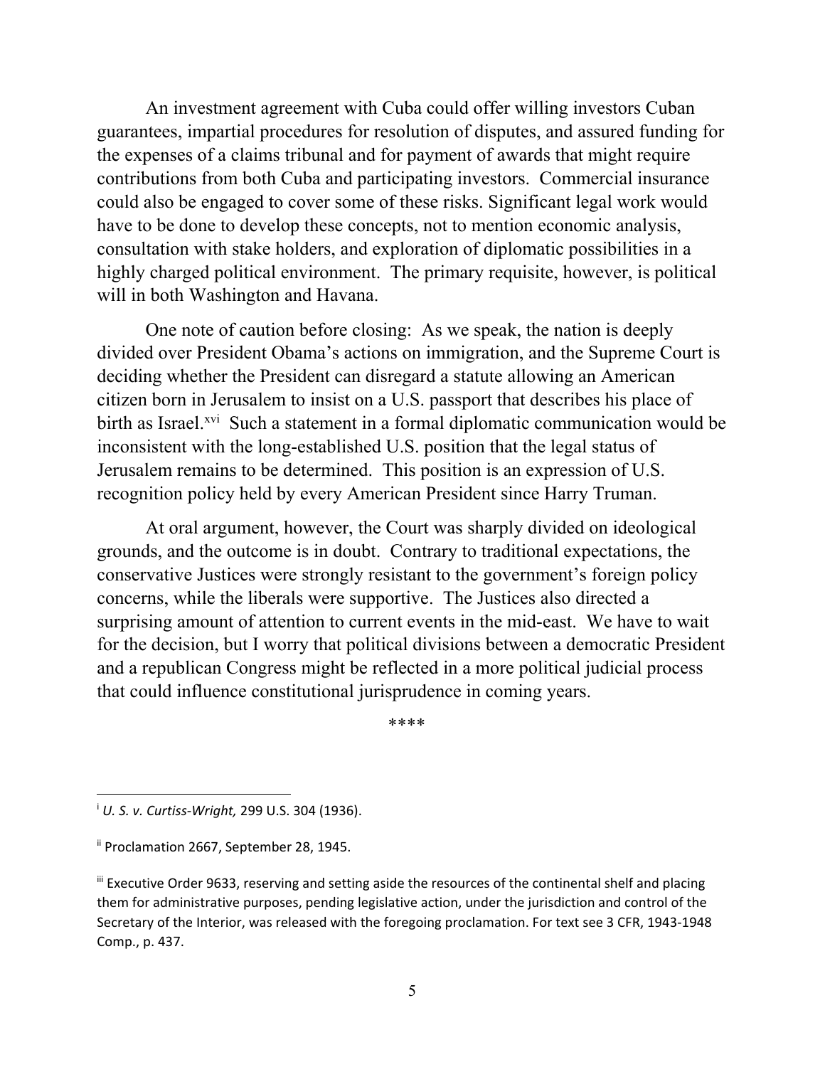An investment agreement with Cuba could offer willing investors Cuban guarantees, impartial procedures for resolution of disputes, and assured funding for the expenses of a claims tribunal and for payment of awards that might require contributions from both Cuba and participating investors. Commercial insurance could also be engaged to cover some of these risks. Significant legal work would have to be done to develop these concepts, not to mention economic analysis, consultation with stake holders, and exploration of diplomatic possibilities in a highly charged political environment. The primary requisite, however, is political will in both Washington and Havana.

One note of caution before closing: As we speak, the nation is deeply divided over President Obama's actions on immigration, and the Supreme Court is deciding whether the President can disregard a statute allowing an American citizen born in Jerusalem to insist on a U.S. passport that describes his place of birth as Israel.[xvi] Such a statement in a formal diplomatic communication would be inconsistent with the long-established U.S. position that the legal status of Jerusalem remains to be determined. This position is an expression of U.S. recognition policy held by every American President since Harry Truman.

At oral argument, however, the Court was sharply divided on ideological grounds, and the outcome is in doubt. Contrary to traditional expectations, the conservative Justices were strongly resistant to the government's foreign policy concerns, while the liberals were supportive. The Justices also directed a surprising amount of attention to current events in the mid-east. We have to wait for the decision, but I worry that political divisions between a democratic President and a republican Congress might be reflected in a more political judicial process that could influence constitutional jurisprudence in coming years.

\*\*\*\*

---

[i] *U. S. v. Curtiss-Wright,* 299 U.S. 304 (1936).

[ii] Proclamation 2667, September 28, 1945.

[iii] Executive Order 9633, reserving and setting aside the resources of the continental shelf and placing them for administrative purposes, pending legislative action, under the jurisdiction and control of the Secretary of the Interior, was released with the foregoing proclamation. For text see 3 CFR, 1943-1948 Comp., p. 437.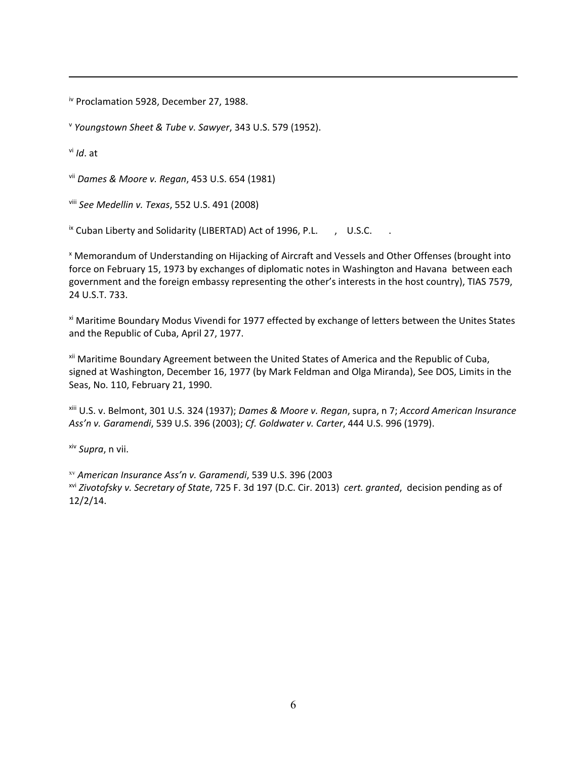---

[iv] Proclamation 5928, December 27, 1988.

[v] *Youngstown Sheet & Tube v. Sawyer*, 343 U.S. 579 (1952).

[vi] *Id*. at

[vii] *Dames & Moore v. Regan*, 453 U.S. 654 (1981)

[viii] *See Medellin v. Texas*, 552 U.S. 491 (2008)

[ix] Cuban Liberty and Solidarity (LIBERTAD) Act of 1996, P.L. , U.S.C. .

[x] Memorandum of Understanding on Hijacking of Aircraft and Vessels and Other Offenses (brought into force on February 15, 1973 by exchanges of diplomatic notes in Washington and Havana between each government and the foreign embassy representing the other's interests in the host country), TIAS 7579, 24 U.S.T. 733.

[xi] Maritime Boundary Modus Vivendi for 1977 effected by exchange of letters between the Unites States and the Republic of Cuba, April 27, 1977.

[xii] Maritime Boundary Agreement between the United States of America and the Republic of Cuba, signed at Washington, December 16, 1977 (by Mark Feldman and Olga Miranda), See DOS, Limits in the Seas, No. 110, February 21, 1990.

[xiii] U.S. v. Belmont, 301 U.S. 324 (1937); *Dames & Moore v. Regan*, supra, n 7; *Accord American Insurance Ass'n v. Garamendi*, 539 U.S. 396 (2003); *Cf. Goldwater v. Carter*, 444 U.S. 996 (1979).

[xiv] *Supra*, n vii.

[xv] *American Insurance Ass'n v. Garamendi*, 539 U.S. 396 (2003

[xvi] *Zivotofsky v. Secretary of State*, 725 F. 3d 197 (D.C. Cir. 2013) *cert. granted*, decision pending as of 12/2/14.